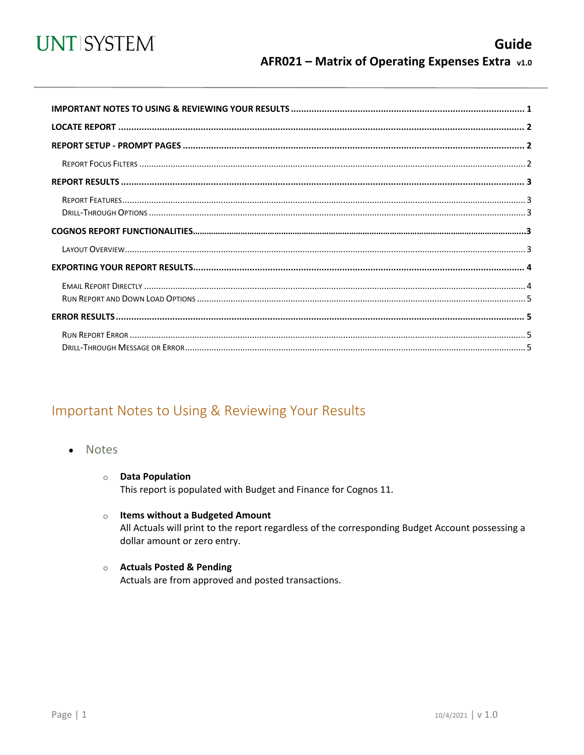# Guide

## AFR021 – Matrix of Operating Expenses Extra v1.0

**IMPORTANT NOTES TO USING & REVIEWING YOUR RESULTS** .......... 1
**LOCATE REPORT** .......... 2
**REPORT SETUP - PROMPT PAGES** .......... 2
- Report Focus Filters .......... 2

**REPORT RESULTS** .......... 3
- Report Features .......... 3
- Drill-Through Options .......... 3

**COGNOS REPORT FUNCTIONALITIES** .......... 3
- Layout Overview .......... 3

**EXPORTING YOUR REPORT RESULTS** .......... 4
- Email Report Directly .......... 4
- Run Report and Down Load Options .......... 5

**ERROR RESULTS** .......... 5
- Run Report Error .......... 5
- Drill-Through Message or Error .......... 5

## Important Notes to Using & Reviewing Your Results

- Notes
  - **Data Population**
    This report is populated with Budget and Finance for Cognos 11.
  - **Items without a Budgeted Amount**
    All Actuals will print to the report regardless of the corresponding Budget Account possessing a dollar amount or zero entry.
  - **Actuals Posted & Pending**
    Actuals are from approved and posted transactions.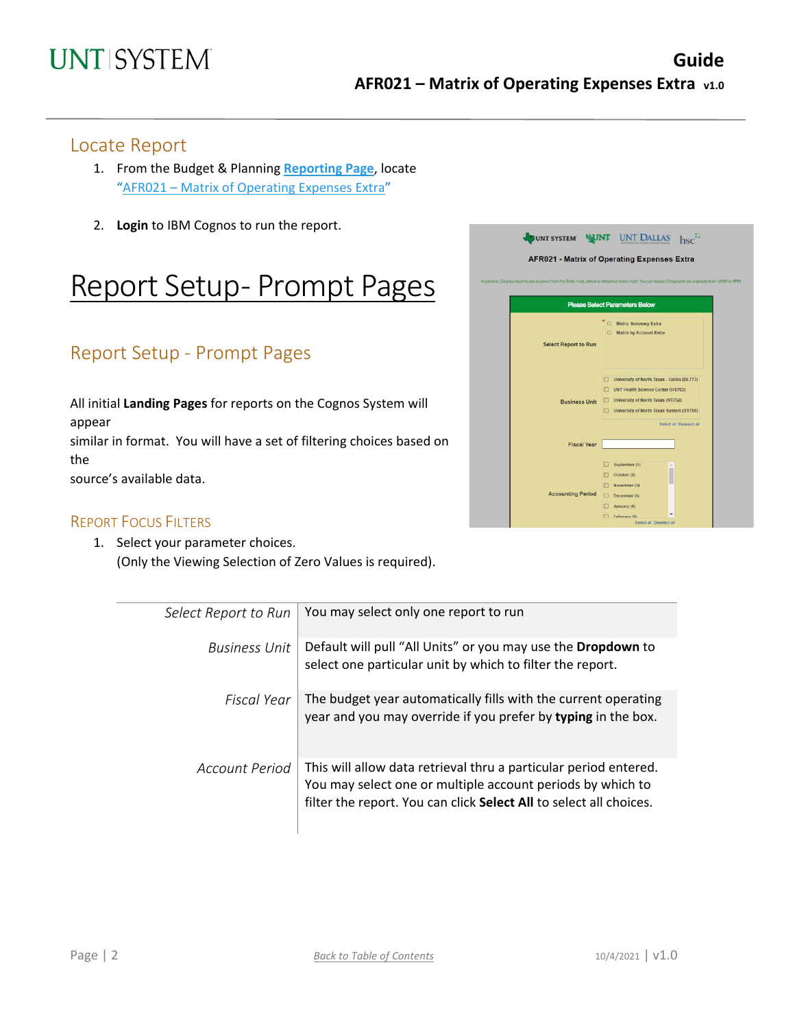## Locate Report

1. From the Budget & Planning **Reporting Page**, locate "AFR021 – Matrix of Operating Expenses Extra"

2. **Login** to IBM Cognos to run the report.

# Report Setup- Prompt Pages

## Report Setup - Prompt Pages

All initial **Landing Pages** for reports on the Cognos System will appear
similar in format. You will have a set of filtering choices based on the
source's available data.

### Report Focus Filters

1. Select your parameter choices.
   (Only the Viewing Selection of Zero Values is required).

| | |
|---|---|
| *Select Report to Run* | You may select only one report to run |
| *Business Unit* | Default will pull "All Units" or you may use the **Dropdown** to select one particular unit by which to filter the report. |
| *Fiscal Year* | The budget year automatically fills with the current operating year and you may override if you prefer by **typing** in the box. |
| *Account Period* | This will allow data retrieval thru a particular period entered. You may select one or multiple account periods by which to filter the report. You can click **Select All** to select all choices. |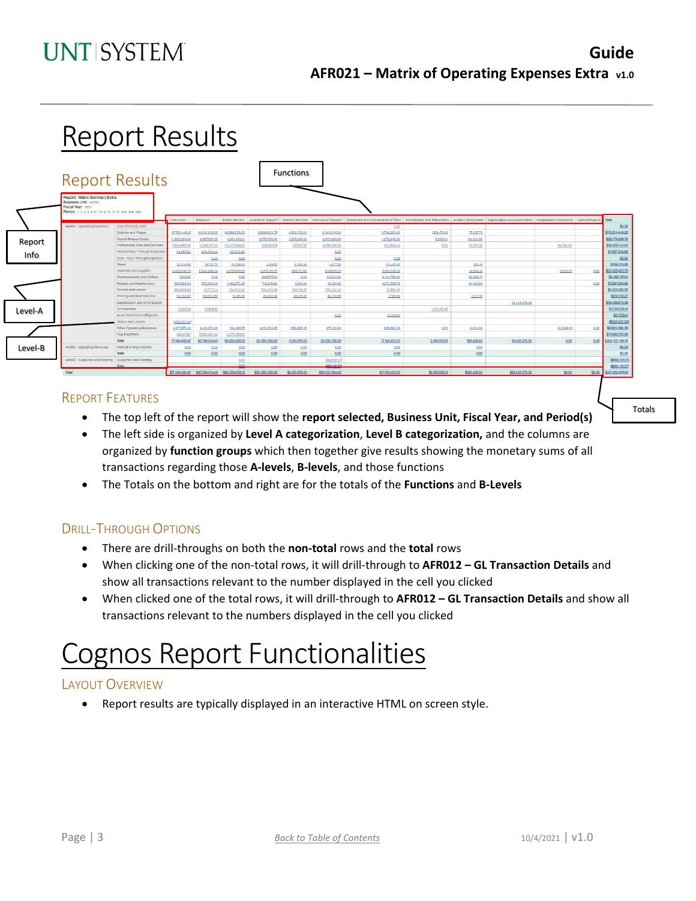# Report Results

## Report Results

### Report Features

- The top left of the report will show the **report selected, Business Unit, Fiscal Year, and Period(s)**
- The left side is organized by **Level A categorization**, **Level B categorization,** and the columns are organized by **function groups** which then together give results showing the monetary sums of all transactions regarding those **A-levels**, **B-levels**, and those functions
- The Totals on the bottom and right are for the totals of the **Functions** and **B-Levels**

### Drill-Through Options

- There are drill-throughs on both the **non-total** rows and the **total** rows
- When clicking one of the non-total rows, it will drill-through to **AFR012 – GL Transaction Details** and show all transactions relevant to the number displayed in the cell you clicked
- When clicked one of the total rows, it will drill-through to **AFR012 – GL Transaction Details** and show all transactions relevant to the numbers displayed in the cell you clicked

# Cognos Report Functionalities

### Layout Overview

- Report results are typically displayed in an interactive HTML on screen style.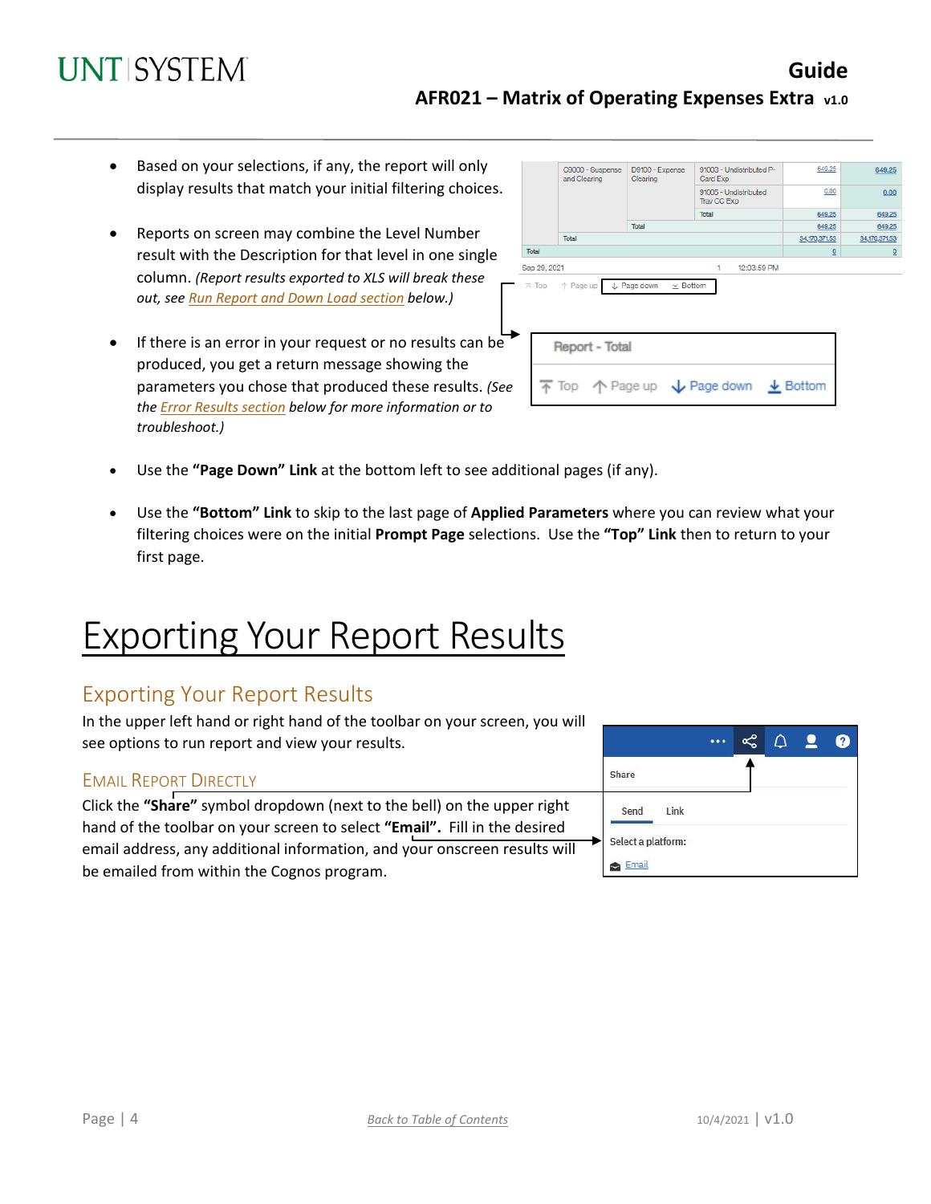- Based on your selections, if any, the report will only display results that match your initial filtering choices.

- Reports on screen may combine the Level Number result with the Description for that level in one single column. *(Report results exported to XLS will break these out, see Run Report and Down Load section below.)*

- If there is an error in your request or no results can be produced, you get a return message showing the parameters you chose that produced these results. *(See the Error Results section below for more information or to troubleshoot.)*

- Use the **"Page Down" Link** at the bottom left to see additional pages (if any).

- Use the **"Bottom" Link** to skip to the last page of **Applied Parameters** where you can review what your filtering choices were on the initial **Prompt Page** selections. Use the **"Top" Link** then to return to your first page.

# Exporting Your Report Results

## Exporting Your Report Results

In the upper left hand or right hand of the toolbar on your screen, you will see options to run report and view your results.

### Email Report Directly

Click the **"Share"** symbol dropdown (next to the bell) on the upper right hand of the toolbar on your screen to select **"Email".** Fill in the desired email address, any additional information, and your onscreen results will be emailed from within the Cognos program.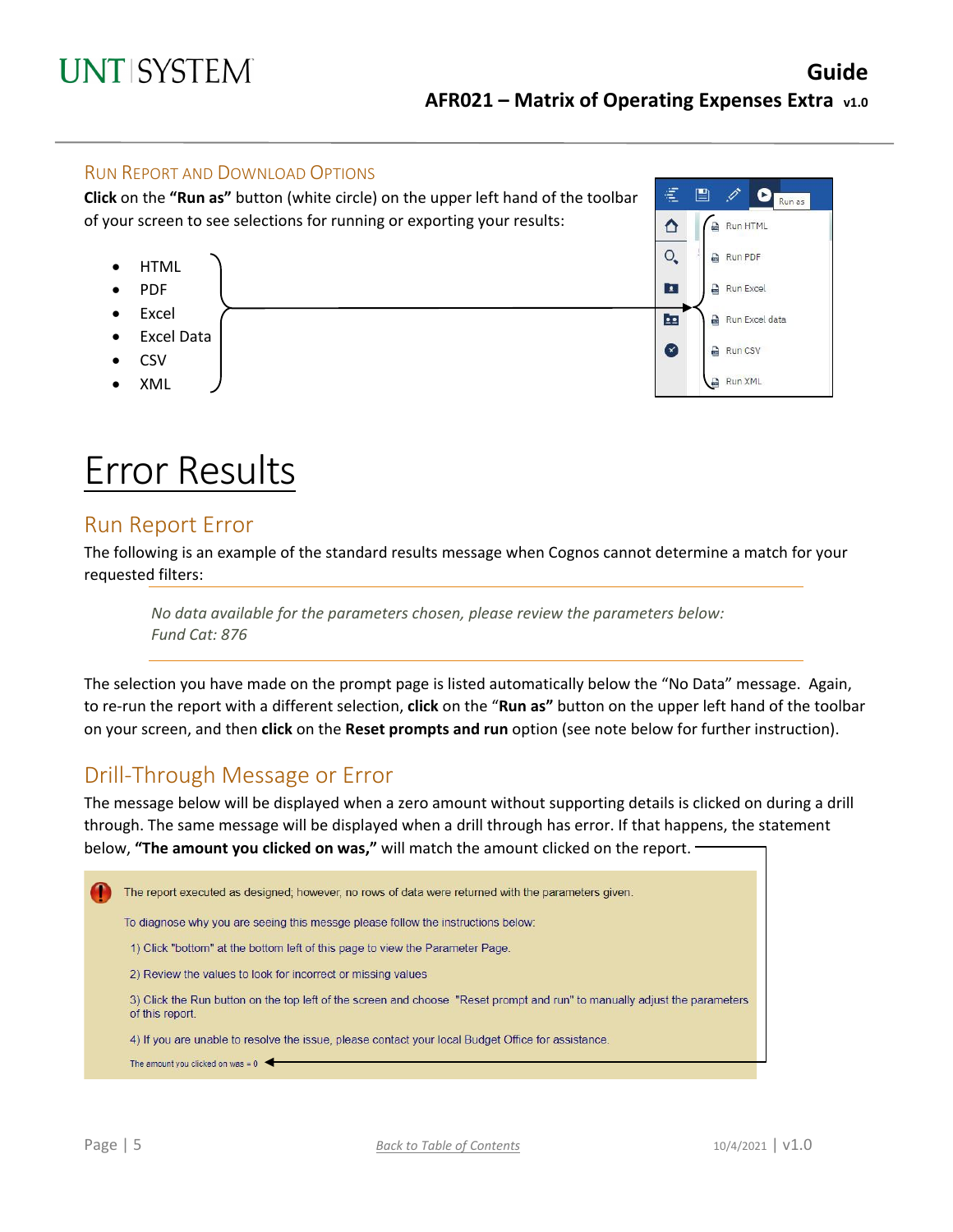### Run Report and Download Options

**Click** on the **"Run as"** button (white circle) on the upper left hand of the toolbar of your screen to see selections for running or exporting your results:

- HTML
- PDF
- Excel
- Excel Data
- CSV
- XML

Run as

Run HTML
Run PDF
Run Excel
Run Excel data
Run CSV
Run XML

# Error Results

## Run Report Error

The following is an example of the standard results message when Cognos cannot determine a match for your requested filters:

> *No data available for the parameters chosen, please review the parameters below:*
> *Fund Cat: 876*

The selection you have made on the prompt page is listed automatically below the "No Data" message. Again, to re-run the report with a different selection, **click** on the "**Run as"** button on the upper left hand of the toolbar on your screen, and then **click** on the **Reset prompts and run** option (see note below for further instruction).

## Drill-Through Message or Error

The message below will be displayed when a zero amount without supporting details is clicked on during a drill through. The same message will be displayed when a drill through has error. If that happens, the statement below, **"The amount you clicked on was,"** will match the amount clicked on the report.

The report executed as designed; however, no rows of data were returned with the parameters given.

To diagnose why you are seeing this messge please follow the instructions below:

1) Click "bottom" at the bottom left of this page to view the Parameter Page.

2) Review the values to look for incorrect or missing values

3) Click the Run button on the top left of the screen and choose "Reset prompt and run" to manually adjust the parameters of this report.

4) If you are unable to resolve the issue, please contact your local Budget Office for assistance.

The amount you clicked on was = 0

Back to Table of Contents